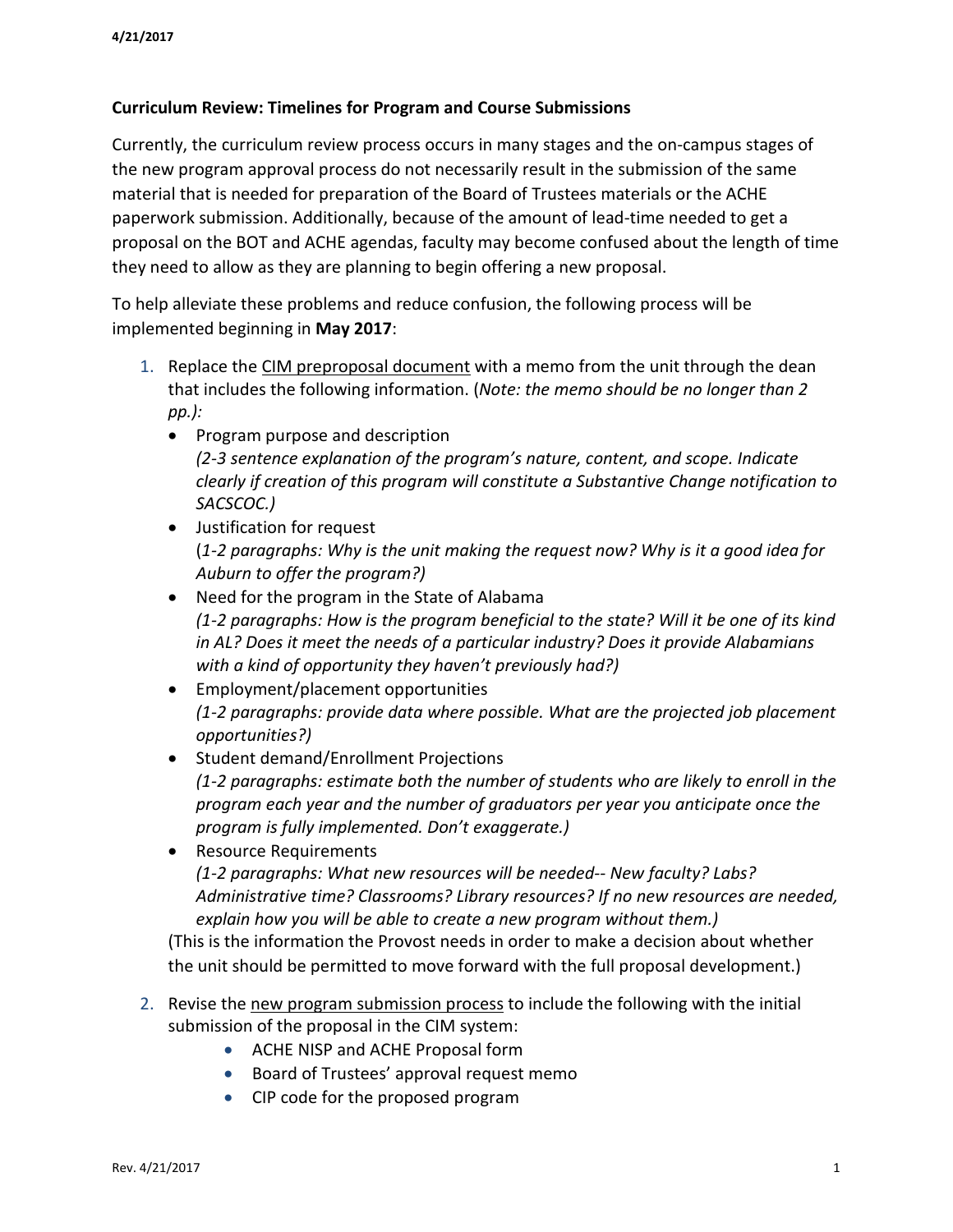4/21/2017

**Curriculum Review: Timelines for Program and Course Submissions**

Currently, the curriculum review process occurs in many stages and the on-campus stages of the new program approval process do not necessarily result in the submission of the same material that is needed for preparation of the Board of Trustees materials or the ACHE paperwork submission. Additionally, because of the amount of lead-time needed to get a proposal on the BOT and ACHE agendas, faculty may become confused about the length of time they need to allow as they are planning to begin offering a new proposal.

To help alleviate these problems and reduce confusion, the following process will be implemented beginning in **May 2017**:

1. Replace the CIM preproposal document with a memo from the unit through the dean that includes the following information. (*Note: the memo should be no longer than 2 pp.):*
   - Program purpose and description
     *(2-3 sentence explanation of the program's nature, content, and scope. Indicate clearly if creation of this program will constitute a Substantive Change notification to SACSCOC.)*
   - Justification for request
     (*1-2 paragraphs: Why is the unit making the request now? Why is it a good idea for Auburn to offer the program?)*
   - Need for the program in the State of Alabama
     *(1-2 paragraphs: How is the program beneficial to the state? Will it be one of its kind in AL? Does it meet the needs of a particular industry? Does it provide Alabamians with a kind of opportunity they haven't previously had?)*
   - Employment/placement opportunities
     *(1-2 paragraphs: provide data where possible. What are the projected job placement opportunities?)*
   - Student demand/Enrollment Projections
     *(1-2 paragraphs: estimate both the number of students who are likely to enroll in the program each year and the number of graduators per year you anticipate once the program is fully implemented. Don't exaggerate.)*
   - Resource Requirements
     *(1-2 paragraphs: What new resources will be needed-- New faculty? Labs? Administrative time? Classrooms? Library resources? If no new resources are needed, explain how you will be able to create a new program without them.)*

   (This is the information the Provost needs in order to make a decision about whether the unit should be permitted to move forward with the full proposal development.)

2. Revise the new program submission process to include the following with the initial submission of the proposal in the CIM system:
   - ACHE NISP and ACHE Proposal form
   - Board of Trustees' approval request memo
   - CIP code for the proposed program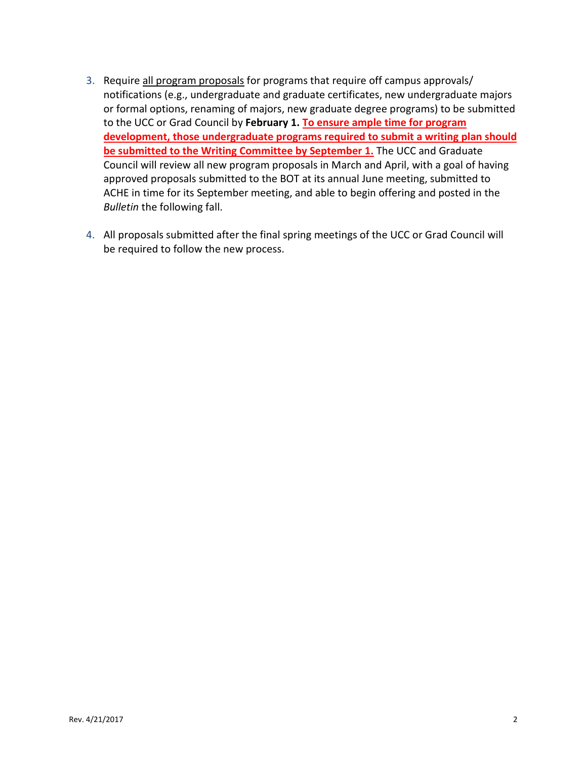3. Require all program proposals for programs that require off campus approvals/ notifications (e.g., undergraduate and graduate certificates, new undergraduate majors or formal options, renaming of majors, new graduate degree programs) to be submitted to the UCC or Grad Council by **February 1.** **To ensure ample time for program development, those undergraduate programs required to submit a writing plan should be submitted to the Writing Committee by September 1.** The UCC and Graduate Council will review all new program proposals in March and April, with a goal of having approved proposals submitted to the BOT at its annual June meeting, submitted to ACHE in time for its September meeting, and able to begin offering and posted in the *Bulletin* the following fall.

4. All proposals submitted after the final spring meetings of the UCC or Grad Council will be required to follow the new process.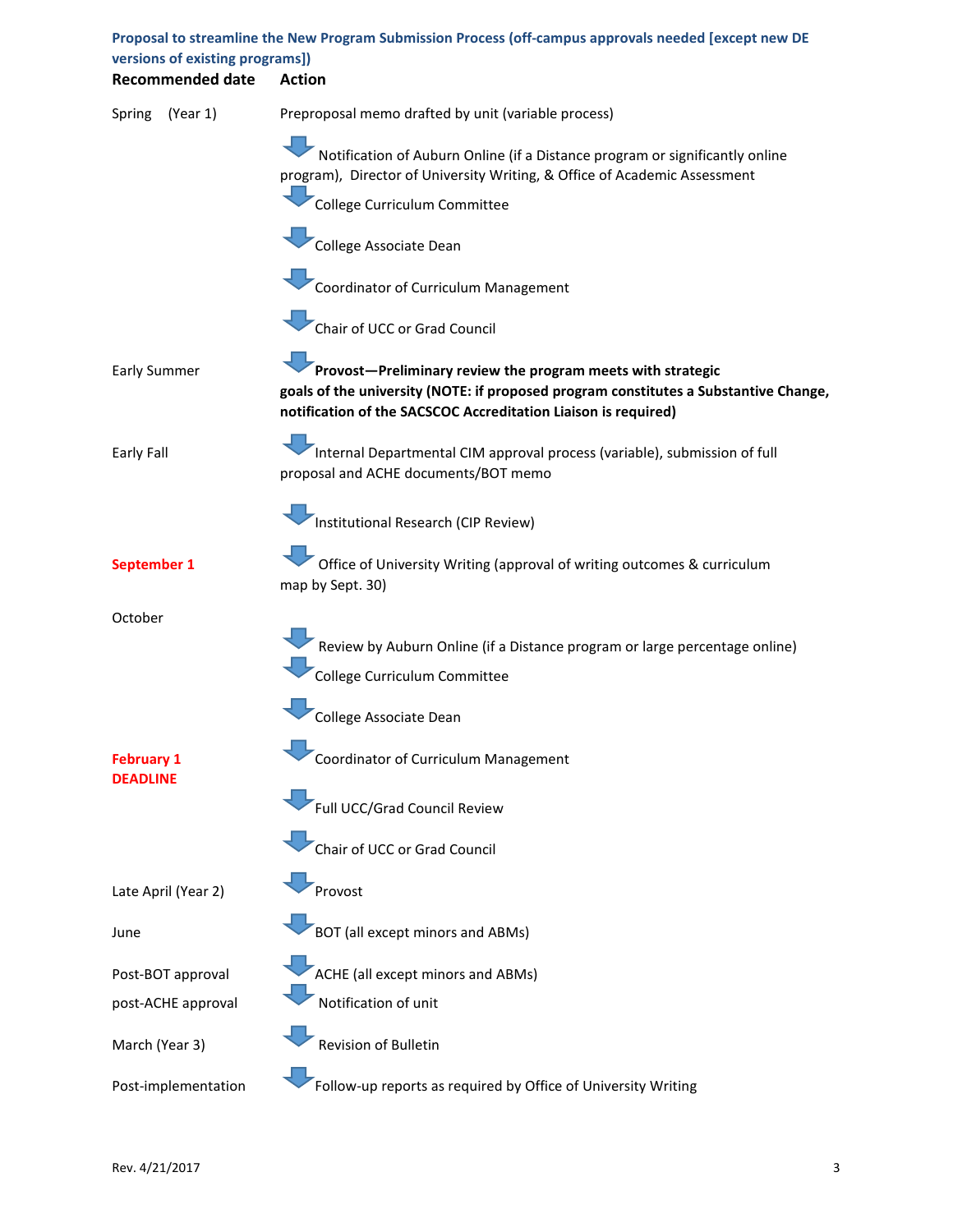## Proposal to streamline the New Program Submission Process (off-campus approvals needed [except new DE versions of existing programs])

| Recommended date | Action |
|---|---|
| Spring (Year 1) | Preproposal memo drafted by unit (variable process) |
| | ↓ Notification of Auburn Online (if a Distance program or significantly online program), Director of University Writing, & Office of Academic Assessment |
| | ↓ College Curriculum Committee |
| | ↓ College Associate Dean |
| | ↓ Coordinator of Curriculum Management |
| | ↓ Chair of UCC or Grad Council |
| Early Summer | ↓ **Provost—Preliminary review the program meets with strategic goals of the university (NOTE: if proposed program constitutes a Substantive Change, notification of the SACSCOC Accreditation Liaison is required)** |
| Early Fall | ↓ Internal Departmental CIM approval process (variable), submission of full proposal and ACHE documents/BOT memo |
| | ↓ Institutional Research (CIP Review) |
| **September 1** | ↓ Office of University Writing (approval of writing outcomes & curriculum map by Sept. 30) |
| October | |
| | ↓ Review by Auburn Online (if a Distance program or large percentage online) |
| | ↓ College Curriculum Committee |
| | ↓ College Associate Dean |
| **February 1 DEADLINE** | ↓ Coordinator of Curriculum Management |
| | ↓ Full UCC/Grad Council Review |
| | ↓ Chair of UCC or Grad Council |
| Late April (Year 2) | ↓ Provost |
| June | ↓ BOT (all except minors and ABMs) |
| Post-BOT approval | ↓ ACHE (all except minors and ABMs) |
| post-ACHE approval | ↓ Notification of unit |
| March (Year 3) | ↓ Revision of Bulletin |
| Post-implementation | ↓ Follow-up reports as required by Office of University Writing |

Rev. 4/21/2017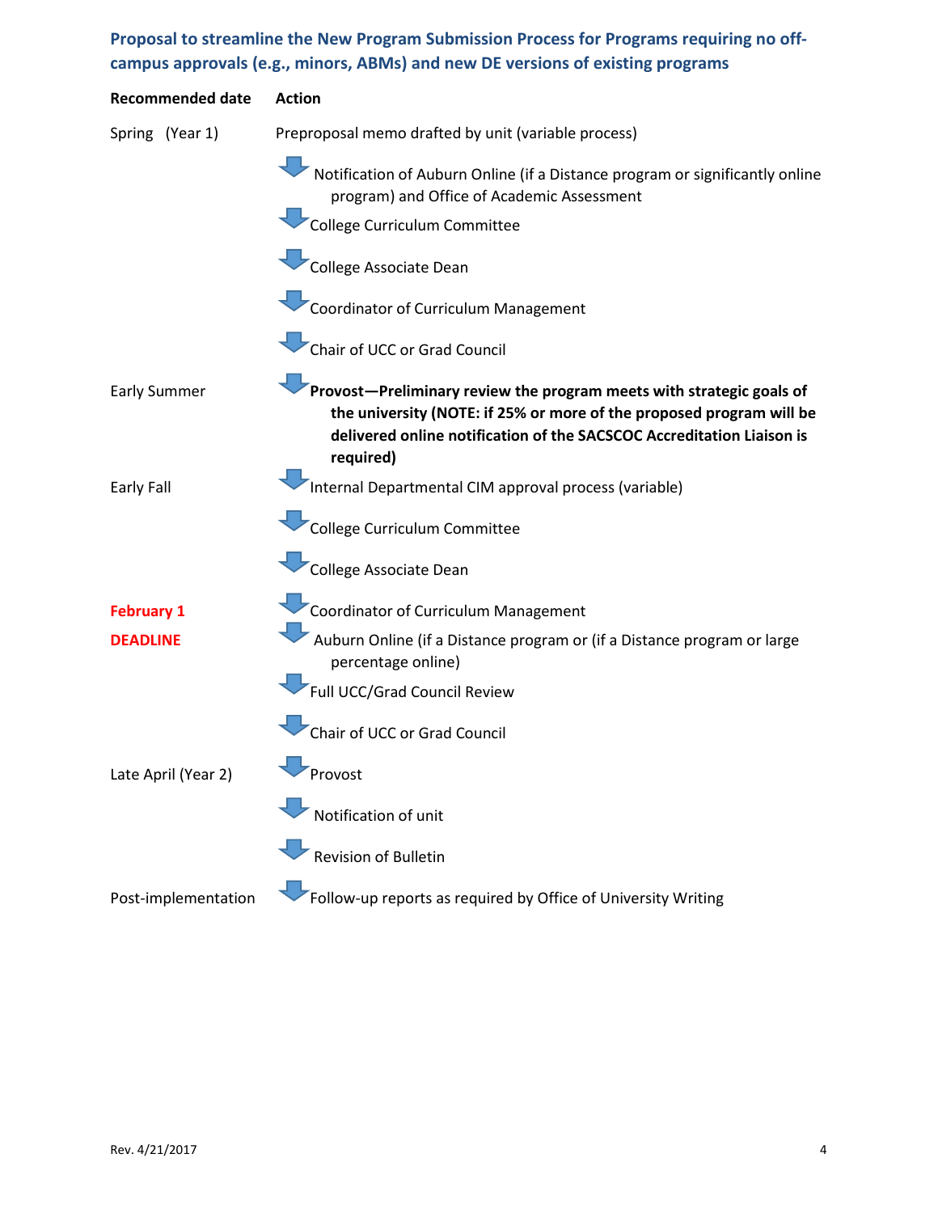## Proposal to streamline the New Program Submission Process for Programs requiring no off-campus approvals (e.g., minors, ABMs) and new DE versions of existing programs

| Recommended date | Action |
| --- | --- |
| Spring (Year 1) | Preproposal memo drafted by unit (variable process) |
| | ↓ Notification of Auburn Online (if a Distance program or significantly online program) and Office of Academic Assessment |
| | ↓ College Curriculum Committee |
| | ↓ College Associate Dean |
| | ↓ Coordinator of Curriculum Management |
| | ↓ Chair of UCC or Grad Council |
| Early Summer | ↓ **Provost—Preliminary review the program meets with strategic goals of the university (NOTE: if 25% or more of the proposed program will be delivered online notification of the SACSCOC Accreditation Liaison is required)** |
| Early Fall | ↓ Internal Departmental CIM approval process (variable) |
| | ↓ College Curriculum Committee |
| | ↓ College Associate Dean |
| **February 1** | ↓ Coordinator of Curriculum Management |
| **DEADLINE** | ↓ Auburn Online (if a Distance program or (if a Distance program or large percentage online) |
| | ↓ Full UCC/Grad Council Review |
| | ↓ Chair of UCC or Grad Council |
| Late April (Year 2) | ↓ Provost |
| | ↓ Notification of unit |
| | ↓ Revision of Bulletin |
| Post-implementation | ↓ Follow-up reports as required by Office of University Writing |

Rev. 4/21/2017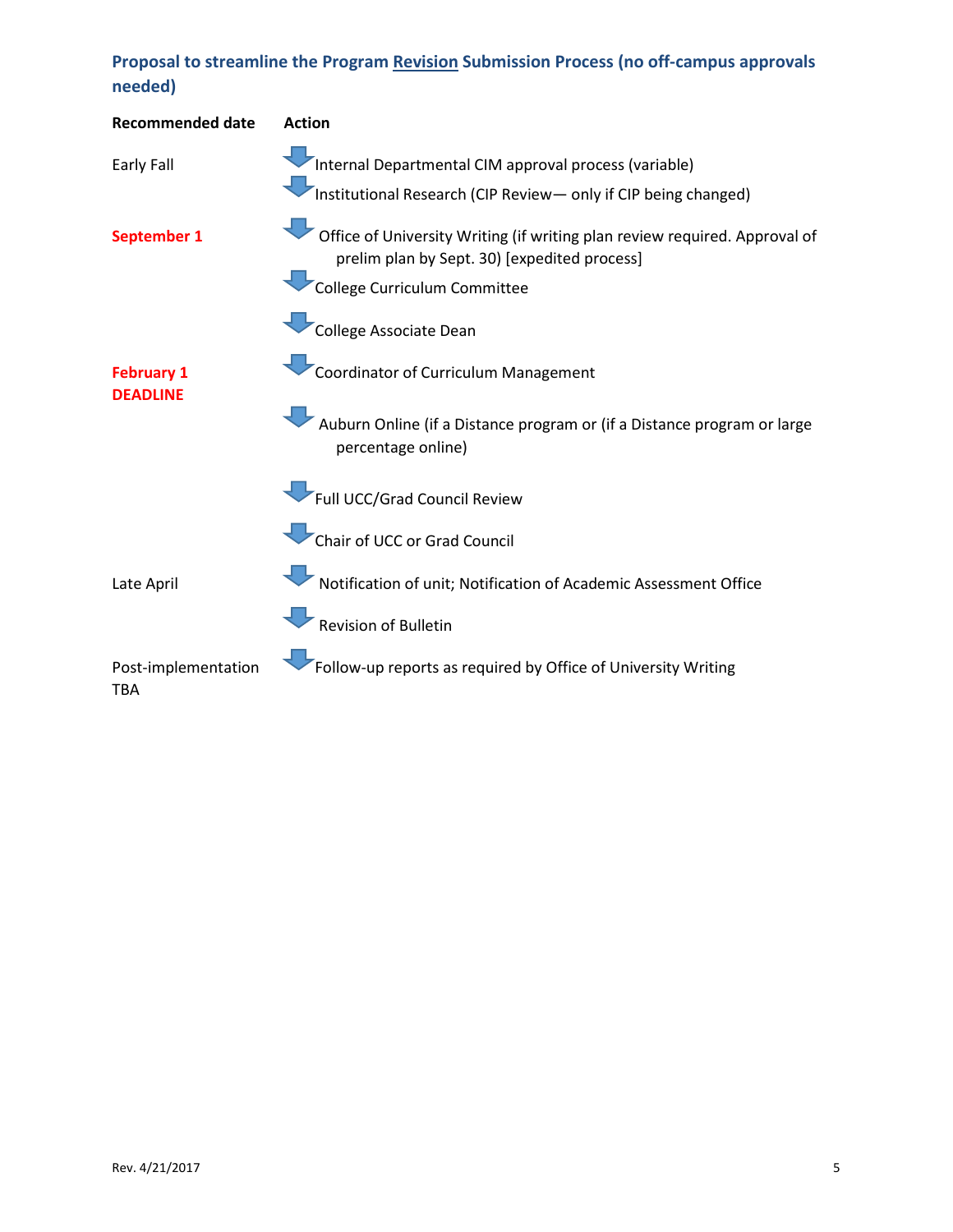### Proposal to streamline the Program Revision Submission Process (no off-campus approvals needed)

| Recommended date | Action |
| --- | --- |
| Early Fall | Internal Departmental CIM approval process (variable) |
| | Institutional Research (CIP Review— only if CIP being changed) |
| **September 1** | Office of University Writing (if writing plan review required. Approval of prelim plan by Sept. 30) [expedited process] |
| | College Curriculum Committee |
| | College Associate Dean |
| **February 1 DEADLINE** | Coordinator of Curriculum Management |
| | Auburn Online (if a Distance program or (if a Distance program or large percentage online) |
| | Full UCC/Grad Council Review |
| | Chair of UCC or Grad Council |
| Late April | Notification of unit; Notification of Academic Assessment Office |
| | Revision of Bulletin |
| Post-implementation TBA | Follow-up reports as required by Office of University Writing |

Rev. 4/21/2017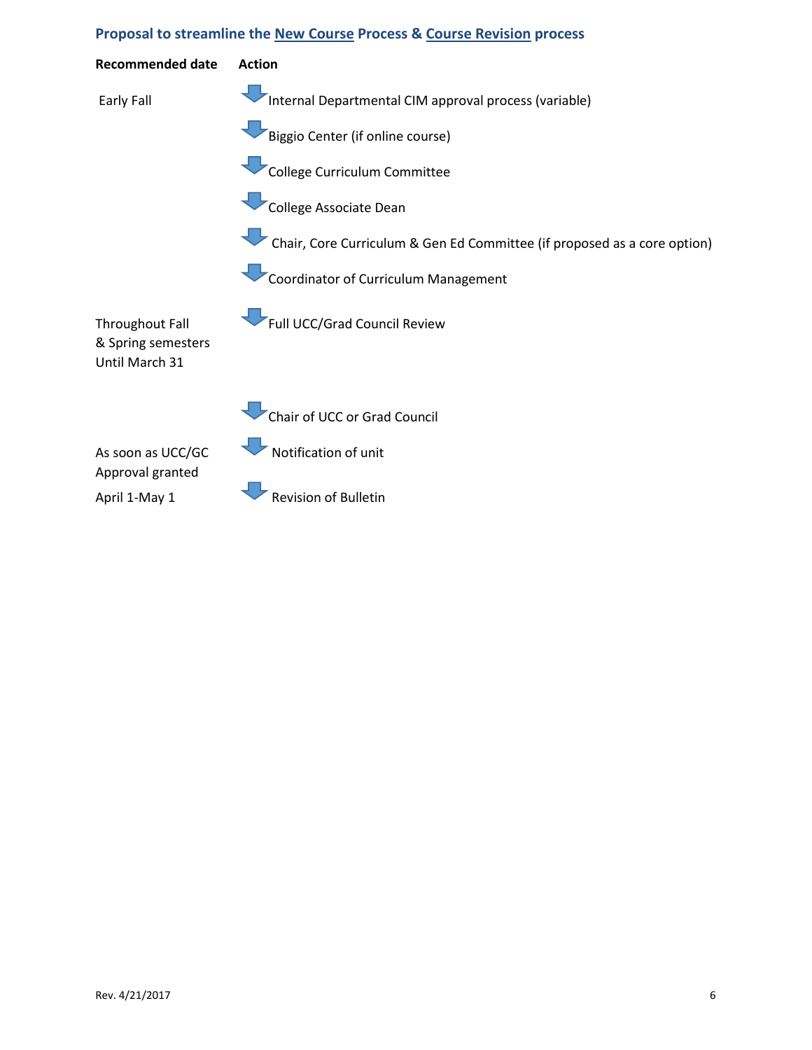## Proposal to streamline the New Course Process & Course Revision process

| Recommended date | Action |
|---|---|
| Early Fall | Internal Departmental CIM approval process (variable) |
| | Biggio Center (if online course) |
| | College Curriculum Committee |
| | College Associate Dean |
| | Chair, Core Curriculum & Gen Ed Committee (if proposed as a core option) |
| | Coordinator of Curriculum Management |
| Throughout Fall & Spring semesters Until March 31 | Full UCC/Grad Council Review |
| | Chair of UCC or Grad Council |
| As soon as UCC/GC Approval granted | Notification of unit |
| April 1-May 1 | Revision of Bulletin |

Rev. 4/21/2017